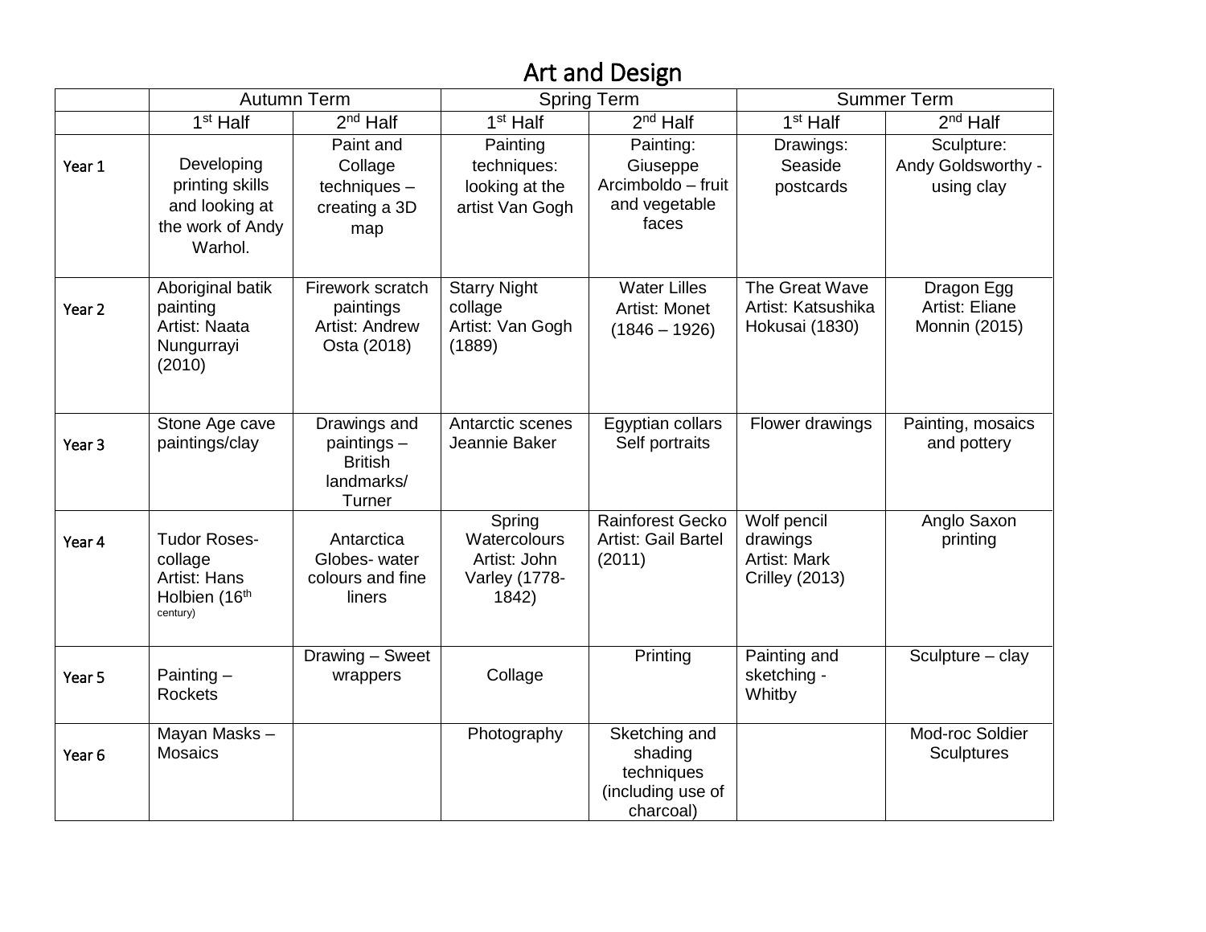# Art and Design

| | Autumn Term | | Spring Term | | Summer Term | |
|---|---|---|---|---|---|---|
| | 1st Half | 2nd Half | 1st Half | 2nd Half | 1st Half | 2nd Half |
| Year 1 | Developing printing skills and looking at the work of Andy Warhol. | Paint and Collage techniques – creating a 3D map | Painting techniques: looking at the artist Van Gogh | Painting: Giuseppe Arcimboldo – fruit and vegetable faces | Drawings: Seaside postcards | Sculpture: Andy Goldsworthy - using clay |
| Year 2 | Aboriginal batik painting Artist: Naata Nungurrayi (2010) | Firework scratch paintings Artist: Andrew Osta (2018) | Starry Night collage Artist: Van Gogh (1889) | Water Lilles Artist: Monet (1846 – 1926) | The Great Wave Artist: Katsushika Hokusai (1830) | Dragon Egg Artist: Eliane Monnin (2015) |
| Year 3 | Stone Age cave paintings/clay | Drawings and paintings – British landmarks/ Turner | Antarctic scenes Jeannie Baker | Egyptian collars Self portraits | Flower drawings | Painting, mosaics and pottery |
| Year 4 | Tudor Roses-collage Artist: Hans Holbien (16th century) | Antarctica Globes- water colours and fine liners | Spring Watercolours Artist: John Varley (1778-1842) | Rainforest Gecko Artist: Gail Bartel (2011) | Wolf pencil drawings Artist: Mark Crilley (2013) | Anglo Saxon printing |
| Year 5 | Painting – Rockets | Drawing – Sweet wrappers | Collage | Printing | Painting and sketching - Whitby | Sculpture – clay |
| Year 6 | Mayan Masks – Mosaics | | Photography | Sketching and shading techniques (including use of charcoal) | | Mod-roc Soldier Sculptures |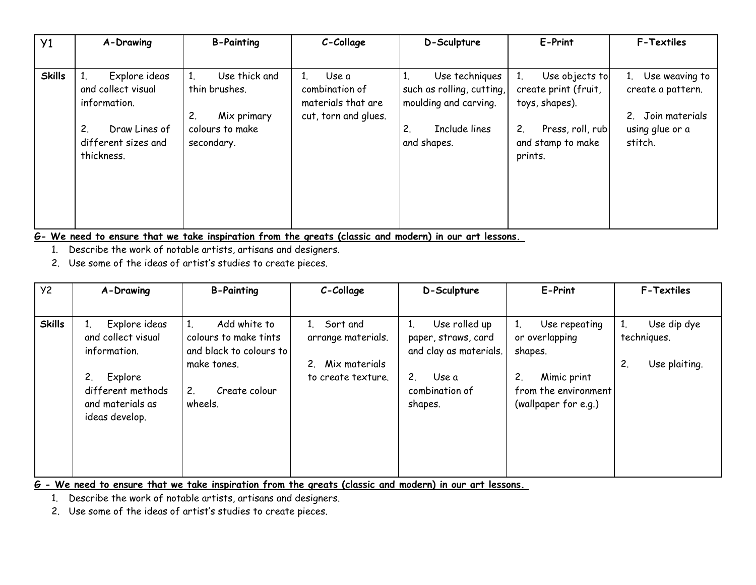| Y1 | A-Drawing | B-Painting | C-Collage | D-Sculpture | E-Print | F-Textiles |
|---|---|---|---|---|---|---|
| **Skills** | 1. Explore ideas and collect visual information.<br><br>2. Draw Lines of different sizes and thickness. | 1. Use thick and thin brushes.<br><br>2. Mix primary colours to make secondary. | 1. Use a combination of materials that are cut, torn and glues. | 1. Use techniques such as rolling, cutting, moulding and carving.<br><br>2. Include lines and shapes. | 1. Use objects to create print (fruit, toys, shapes).<br><br>2. Press, roll, rub and stamp to make prints. | 1. Use weaving to create a pattern.<br><br>2. Join materials using glue or a stitch. |

**G- We need to ensure that we take inspiration from the greats (classic and modern) in our art lessons.**

1. Describe the work of notable artists, artisans and designers.
2. Use some of the ideas of artist's studies to create pieces.

| Y2 | A-Drawing | B-Painting | C-Collage | D-Sculpture | E-Print | F-Textiles |
|---|---|---|---|---|---|---|
| **Skills** | 1. Explore ideas and collect visual information.<br><br>2. Explore different methods and materials as ideas develop. | 1. Add white to colours to make tints and black to colours to make tones.<br><br>2. Create colour wheels. | 1. Sort and arrange materials.<br><br>2. Mix materials to create texture. | 1. Use rolled up paper, straws, card and clay as materials.<br><br>2. Use a combination of shapes. | 1. Use repeating or overlapping shapes.<br><br>2. Mimic print from the environment (wallpaper for e.g.) | 1. Use dip dye techniques.<br><br>2. Use plaiting. |

**G - We need to ensure that we take inspiration from the greats (classic and modern) in our art lessons.**

1. Describe the work of notable artists, artisans and designers.
2. Use some of the ideas of artist's studies to create pieces.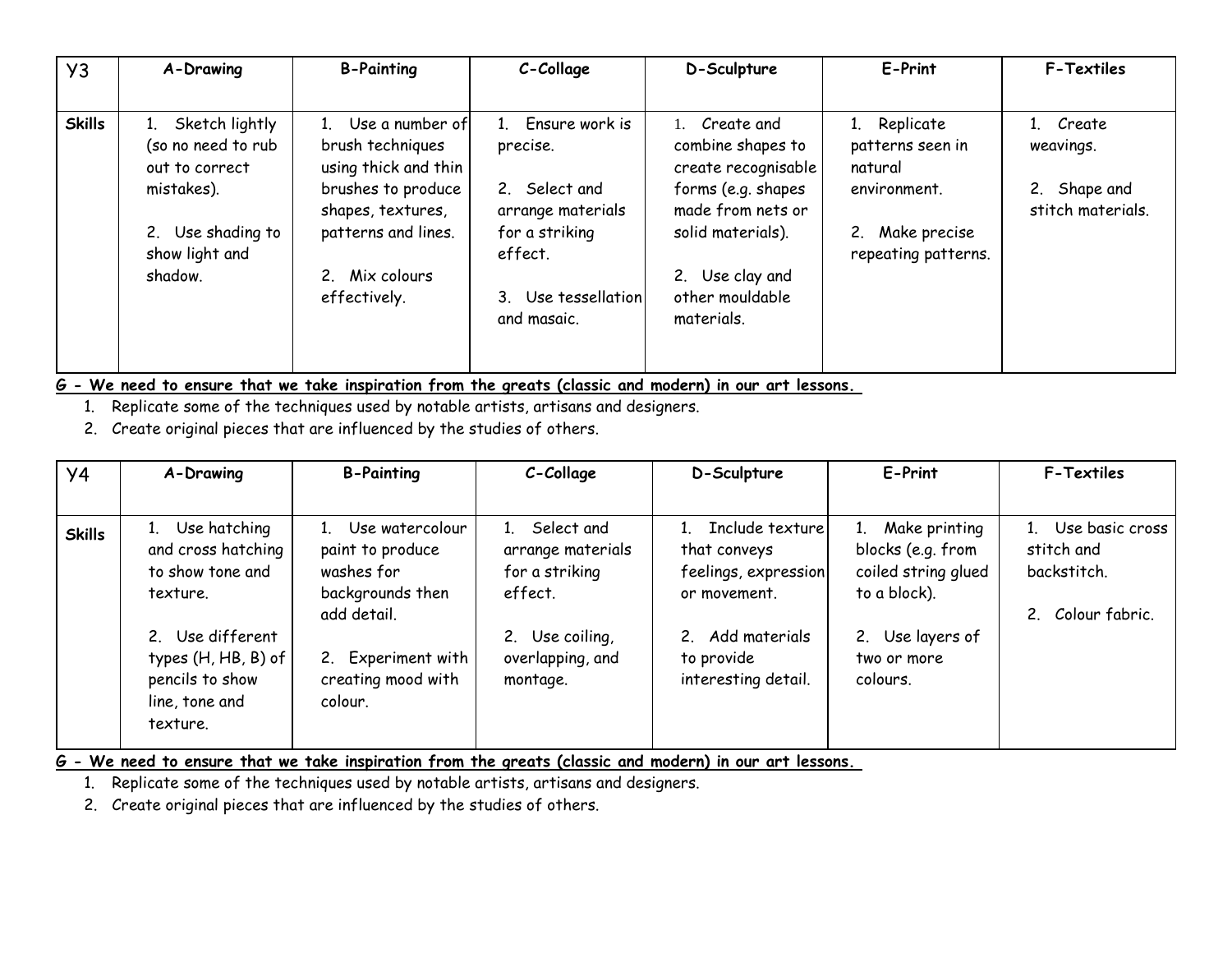| Y3 | A-Drawing | B-Painting | C-Collage | D-Sculpture | E-Print | F-Textiles |
|---|---|---|---|---|---|---|
| **Skills** | 1. Sketch lightly (so no need to rub out to correct mistakes).<br><br>2. Use shading to show light and shadow. | 1. Use a number of brush techniques using thick and thin brushes to produce shapes, textures, patterns and lines.<br><br>2. Mix colours effectively. | 1. Ensure work is precise.<br><br>2. Select and arrange materials for a striking effect.<br><br>3. Use tessellation and masaic. | 1. Create and combine shapes to create recognisable forms (e.g. shapes made from nets or solid materials).<br><br>2. Use clay and other mouldable materials. | 1. Replicate patterns seen in natural environment.<br><br>2. Make precise repeating patterns. | 1. Create weavings.<br><br>2. Shape and stitch materials. |

**G - We need to ensure that we take inspiration from the greats (classic and modern) in our art lessons.**

1. Replicate some of the techniques used by notable artists, artisans and designers.
2. Create original pieces that are influenced by the studies of others.

| Y4 | A-Drawing | B-Painting | C-Collage | D-Sculpture | E-Print | F-Textiles |
|---|---|---|---|---|---|---|
| **Skills** | 1. Use hatching and cross hatching to show tone and texture.<br><br>2. Use different types (H, HB, B) of pencils to show line, tone and texture. | 1. Use watercolour paint to produce washes for backgrounds then add detail.<br><br>2. Experiment with creating mood with colour. | 1. Select and arrange materials for a striking effect.<br><br>2. Use coiling, overlapping, and montage. | 1. Include texture that conveys feelings, expression or movement.<br><br>2. Add materials to provide interesting detail. | 1. Make printing blocks (e.g. from coiled string glued to a block).<br><br>2. Use layers of two or more colours. | 1. Use basic cross stitch and backstitch.<br><br>2. Colour fabric. |

**G - We need to ensure that we take inspiration from the greats (classic and modern) in our art lessons.**

1. Replicate some of the techniques used by notable artists, artisans and designers.
2. Create original pieces that are influenced by the studies of others.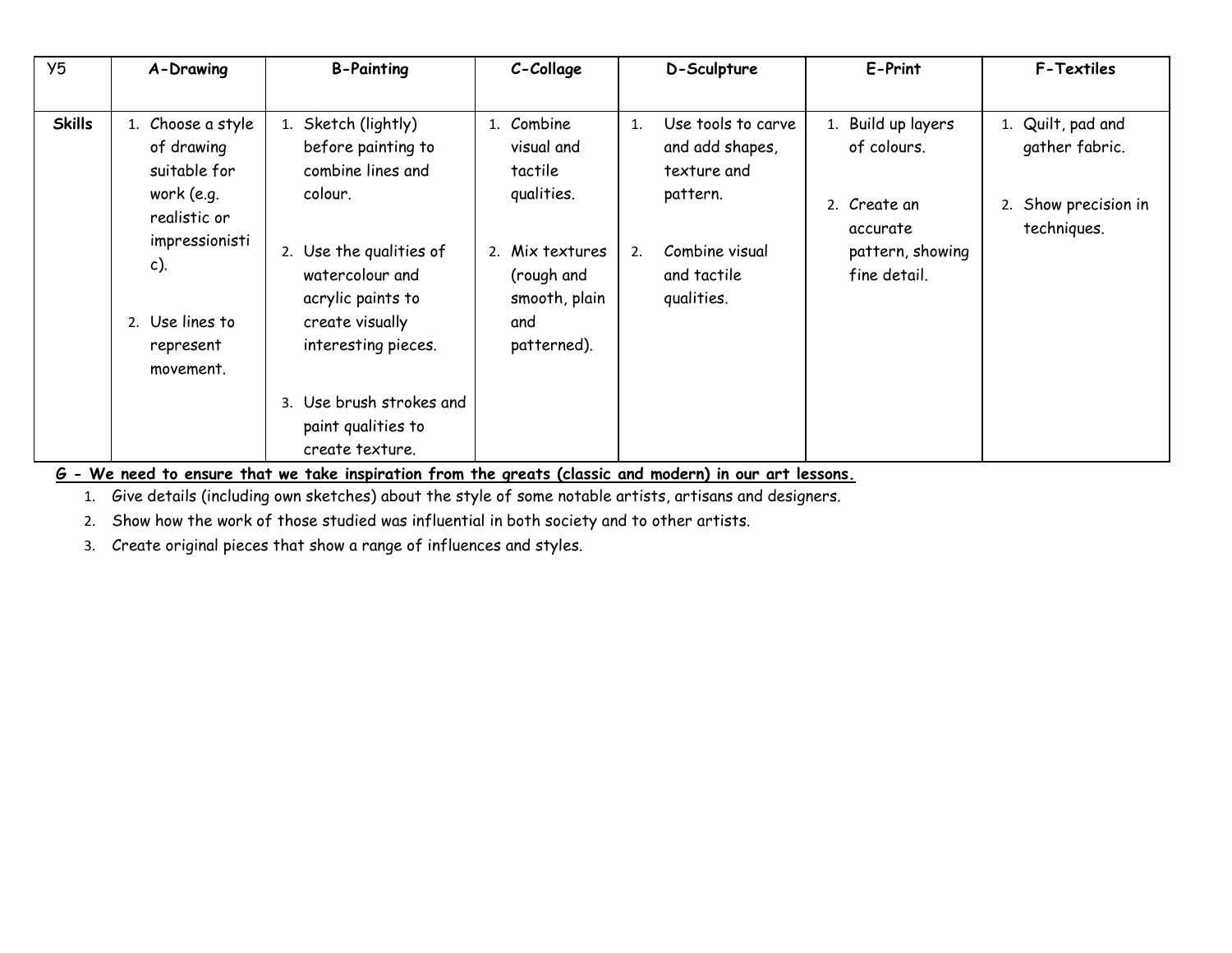| Y5 | A-Drawing | B-Painting | C-Collage | D-Sculpture | E-Print | F-Textiles |
|---|---|---|---|---|---|---|
| **Skills** | 1. Choose a style of drawing suitable for work (e.g. realistic or impressionistic).<br><br>2. Use lines to represent movement. | 1. Sketch (lightly) before painting to combine lines and colour.<br><br>2. Use the qualities of watercolour and acrylic paints to create visually interesting pieces.<br><br>3. Use brush strokes and paint qualities to create texture. | 1. Combine visual and tactile qualities.<br><br>2. Mix textures (rough and smooth, plain and patterned). | 1. Use tools to carve and add shapes, texture and pattern.<br><br>2. Combine visual and tactile qualities. | 1. Build up layers of colours.<br><br>2. Create an accurate pattern, showing fine detail. | 1. Quilt, pad and gather fabric.<br><br>2. Show precision in techniques. |

**G - We need to ensure that we take inspiration from the greats (classic and modern) in our art lessons.**

1. Give details (including own sketches) about the style of some notable artists, artisans and designers.
2. Show how the work of those studied was influential in both society and to other artists.
3. Create original pieces that show a range of influences and styles.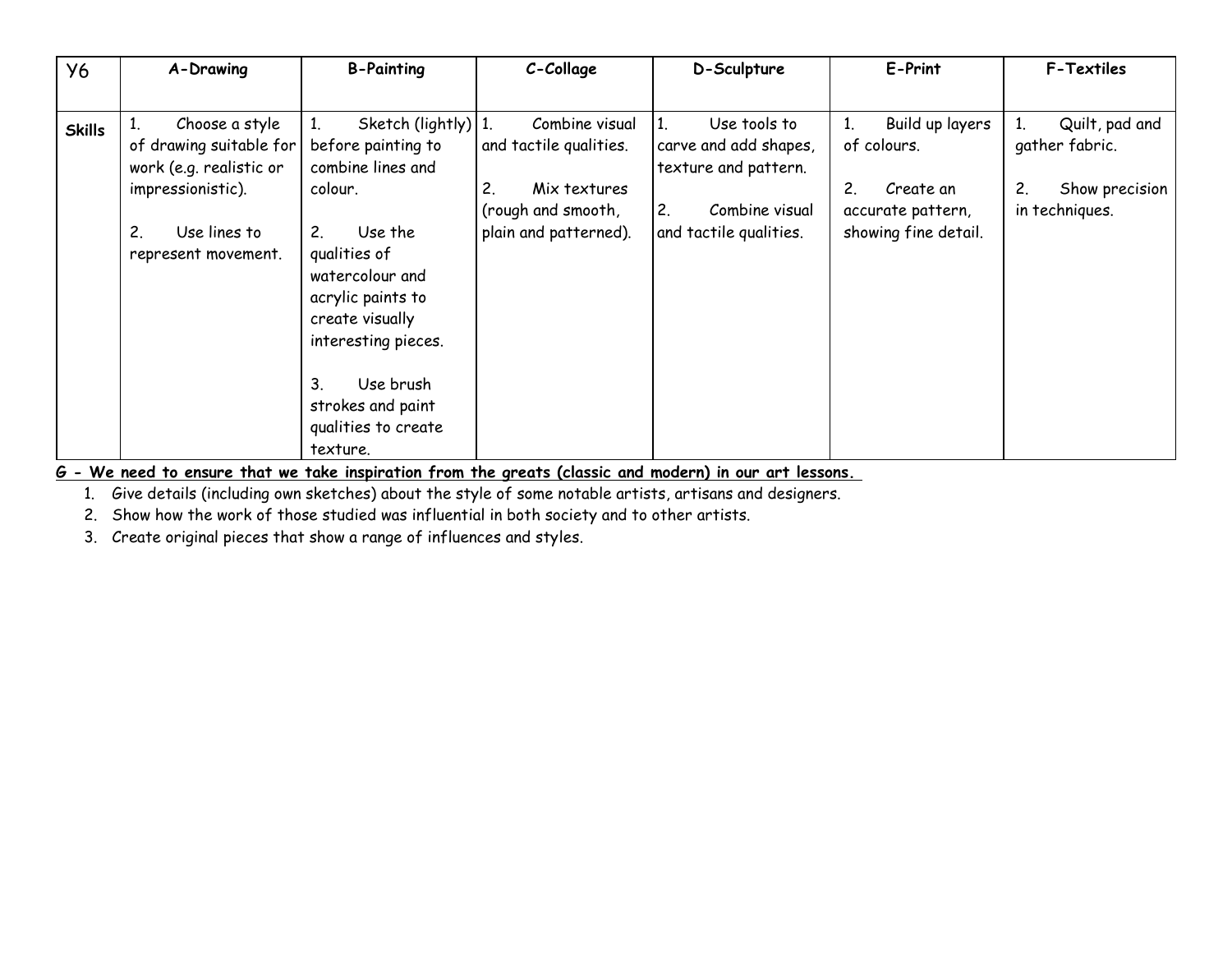| Y6 | A-Drawing | B-Painting | C-Collage | D-Sculpture | E-Print | F-Textiles |
|---|---|---|---|---|---|---|
| **Skills** | 1. Choose a style of drawing suitable for work (e.g. realistic or impressionistic).<br><br>2. Use lines to represent movement. | 1. Sketch (lightly) before painting to combine lines and colour.<br><br>2. Use the qualities of watercolour and acrylic paints to create visually interesting pieces.<br><br>3. Use brush strokes and paint qualities to create texture. | 1. Combine visual and tactile qualities.<br><br>2. Mix textures (rough and smooth, plain and patterned). | 1. Use tools to carve and add shapes, texture and pattern.<br><br>2. Combine visual and tactile qualities. | 1. Build up layers of colours.<br><br>2. Create an accurate pattern, showing fine detail. | 1. Quilt, pad and gather fabric.<br><br>2. Show precision in techniques. |

**G - We need to ensure that we take inspiration from the greats (classic and modern) in our art lessons.**

1. Give details (including own sketches) about the style of some notable artists, artisans and designers.
2. Show how the work of those studied was influential in both society and to other artists.
3. Create original pieces that show a range of influences and styles.